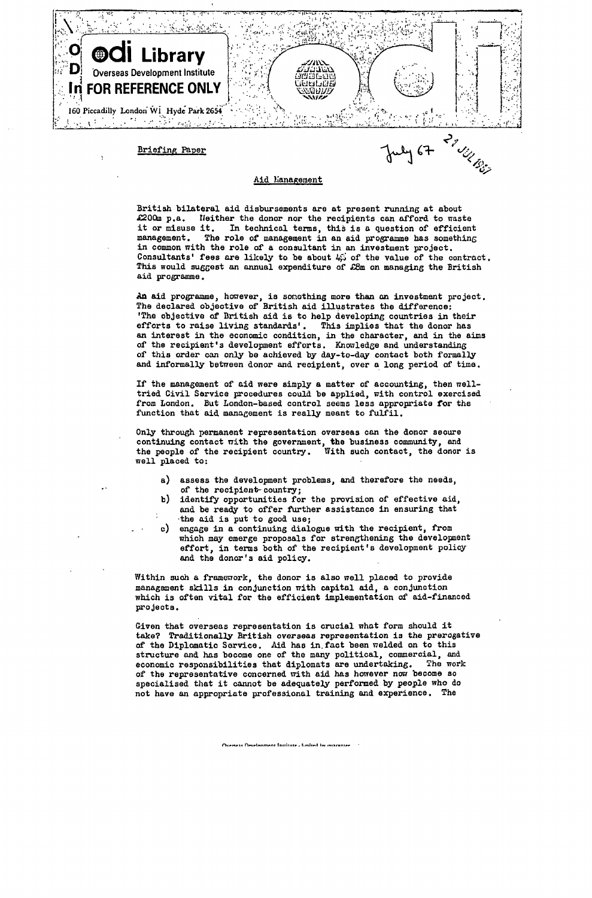Briefing Paper

July 67 21 JUL 1967

## Aid Management

British bilateral aid disbursements are at present running at about £200m p.a. Neither the donor nor the recipients can afford to waste it or misuse it. In technical terms, this is a question of efficient management. The role of management in an aid programme has something in common with the role of a consultant in an investment project. Consultants' fees are likely to be about 4% of the value of the contract. This would suggest an annual expenditure of £8m on managing the British aid programme.

An aid programme, however, is something more than an investment project. The declared objective of British aid illustrates the difference: 'The objective of British aid is to help developing countries in their efforts to raise living standards'. This implies that the donor has an interest in the economic condition, in the character, and in the aims of the recipient's development efforts. Knowledge and understanding of this order can only be achieved by day-to-day contact both formally and informally between donor and recipient, over a long period of time.

If the management of aid were simply a matter of accounting, then well-tried Civil Service procedures could be applied, with control exercised from London. But London-based control seems less appropriate for the function that aid management is really meant to fulfil.

Only through permanent representation overseas can the donor secure continuing contact with the government, the business community, and the people of the recipient country. With such contact, the donor is well placed to:

a) assess the development problems, and therefore the needs, of the recipient country;
b) identify opportunities for the provision of effective aid, and be ready to offer further assistance in ensuring that the aid is put to good use;
c) engage in a continuing dialogue with the recipient, from which may emerge proposals for strengthening the development effort, in terms both of the recipient's development policy and the donor's aid policy.

Within such a framework, the donor is also well placed to provide management skills in conjunction with capital aid, a conjunction which is often vital for the efficient implementation of aid-financed projects.

Given that overseas representation is crucial what form should it take? Traditionally British overseas representation is the prerogative of the Diplomatic Service. Aid has in fact been welded on to this structure and has become one of the many political, commercial, and economic responsibilities that diplomats are undertaking. The work of the representative concerned with aid has however now become so specialised that it cannot be adequately performed by people who do not have an appropriate professional training and experience. The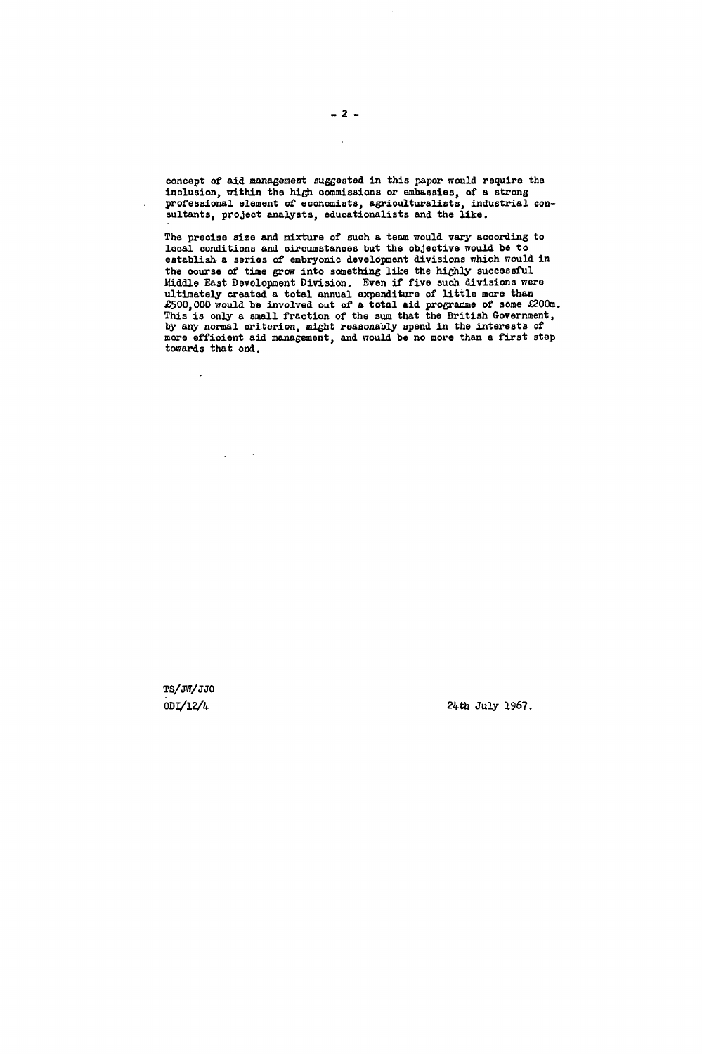concept of aid management suggested in this paper would require the inclusion, within the high commissions or embassies, of a strong professional element of economists, agriculturalists, industrial consultants, project analysts, educationalists and the like.

The precise size and mixture of such a team would vary according to local conditions and circumstances but the objective would be to establish a series of embryonic development divisions which would in the course of time grow into something like the highly successful Middle East Development Division. Even if five such divisions were ultimately created a total annual expenditure of little more than £500,000 would be involved out of a total aid programme of some £200m. This is only a small fraction of the sum that the British Government, by any normal criterion, might reasonably spend in the interests of more efficient aid management, and would be no more than a first step towards that end.

TS/JW/JJO
ODI/12/4

24th July 1967.